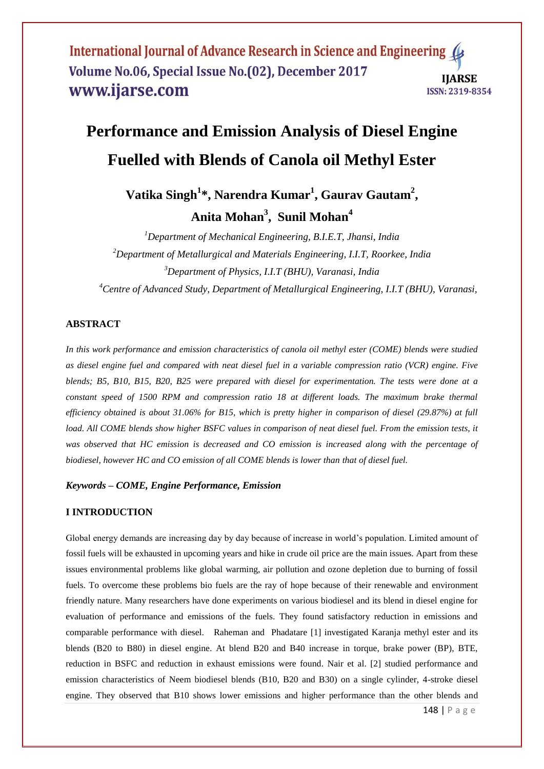# Performance and Emission Analysis of Diesel Engine Fuelled with Blends of Canola oil Methyl Ester

**Vatika Singh[1]*, Narendra Kumar[1], Gaurav Gautam[2], Anita Mohan[3], Sunil Mohan[4]**

[1]*Department of Mechanical Engineering, B.I.E.T, Jhansi, India*

[2]*Department of Metallurgical and Materials Engineering, I.I.T, Roorkee, India*

[3]*Department of Physics, I.I.T (BHU), Varanasi, India*

[4]*Centre of Advanced Study, Department of Metallurgical Engineering, I.I.T (BHU), Varanasi,*

## ABSTRACT

*In this work performance and emission characteristics of canola oil methyl ester (COME) blends were studied as diesel engine fuel and compared with neat diesel fuel in a variable compression ratio (VCR) engine. Five blends; B5, B10, B15, B20, B25 were prepared with diesel for experimentation. The tests were done at a constant speed of 1500 RPM and compression ratio 18 at different loads. The maximum brake thermal efficiency obtained is about 31.06% for B15, which is pretty higher in comparison of diesel (29.87%) at full load. All COME blends show higher BSFC values in comparison of neat diesel fuel. From the emission tests, it was observed that HC emission is decreased and CO emission is increased along with the percentage of biodiesel, however HC and CO emission of all COME blends is lower than that of diesel fuel.*

***Keywords – COME, Engine Performance, Emission***

## I INTRODUCTION

Global energy demands are increasing day by day because of increase in world's population. Limited amount of fossil fuels will be exhausted in upcoming years and hike in crude oil price are the main issues. Apart from these issues environmental problems like global warming, air pollution and ozone depletion due to burning of fossil fuels. To overcome these problems bio fuels are the ray of hope because of their renewable and environment friendly nature. Many researchers have done experiments on various biodiesel and its blend in diesel engine for evaluation of performance and emissions of the fuels. They found satisfactory reduction in emissions and comparable performance with diesel. Raheman and Phadatare [1] investigated Karanja methyl ester and its blends (B20 to B80) in diesel engine. At blend B20 and B40 increase in torque, brake power (BP), BTE, reduction in BSFC and reduction in exhaust emissions were found. Nair et al. [2] studied performance and emission characteristics of Neem biodiesel blends (B10, B20 and B30) on a single cylinder, 4-stroke diesel engine. They observed that B10 shows lower emissions and higher performance than the other blends and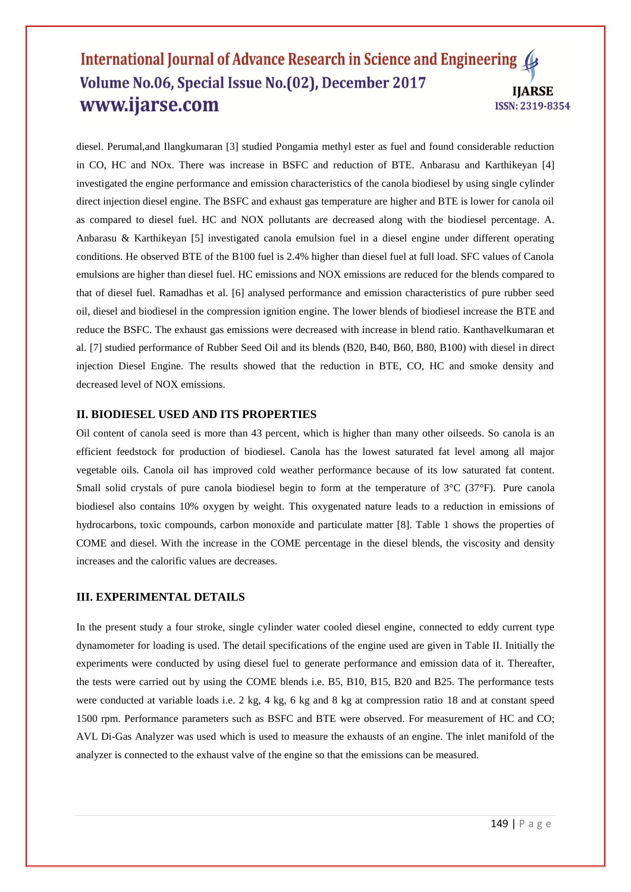diesel. Perumal,and Ilangkumaran [3] studied Pongamia methyl ester as fuel and found considerable reduction in CO, HC and NOx. There was increase in BSFC and reduction of BTE. Anbarasu and Karthikeyan [4] investigated the engine performance and emission characteristics of the canola biodiesel by using single cylinder direct injection diesel engine. The BSFC and exhaust gas temperature are higher and BTE is lower for canola oil as compared to diesel fuel. HC and NOX pollutants are decreased along with the biodiesel percentage. A. Anbarasu & Karthikeyan [5] investigated canola emulsion fuel in a diesel engine under different operating conditions. He observed BTE of the B100 fuel is 2.4% higher than diesel fuel at full load. SFC values of Canola emulsions are higher than diesel fuel. HC emissions and NOX emissions are reduced for the blends compared to that of diesel fuel. Ramadhas et al. [6] analysed performance and emission characteristics of pure rubber seed oil, diesel and biodiesel in the compression ignition engine. The lower blends of biodiesel increase the BTE and reduce the BSFC. The exhaust gas emissions were decreased with increase in blend ratio. Kanthavelkumaran et al. [7] studied performance of Rubber Seed Oil and its blends (B20, B40, B60, B80, B100) with diesel in direct injection Diesel Engine. The results showed that the reduction in BTE, CO, HC and smoke density and decreased level of NOX emissions.

## II. BIODIESEL USED AND ITS PROPERTIES

Oil content of canola seed is more than 43 percent, which is higher than many other oilseeds. So canola is an efficient feedstock for production of biodiesel. Canola has the lowest saturated fat level among all major vegetable oils. Canola oil has improved cold weather performance because of its low saturated fat content. Small solid crystals of pure canola biodiesel begin to form at the temperature of 3°C (37°F). Pure canola biodiesel also contains 10% oxygen by weight. This oxygenated nature leads to a reduction in emissions of hydrocarbons, toxic compounds, carbon monoxide and particulate matter [8]. Table 1 shows the properties of COME and diesel. With the increase in the COME percentage in the diesel blends, the viscosity and density increases and the calorific values are decreases.

## III. EXPERIMENTAL DETAILS

In the present study a four stroke, single cylinder water cooled diesel engine, connected to eddy current type dynamometer for loading is used. The detail specifications of the engine used are given in Table II. Initially the experiments were conducted by using diesel fuel to generate performance and emission data of it. Thereafter, the tests were carried out by using the COME blends i.e. B5, B10, B15, B20 and B25. The performance tests were conducted at variable loads i.e. 2 kg, 4 kg, 6 kg and 8 kg at compression ratio 18 and at constant speed 1500 rpm. Performance parameters such as BSFC and BTE were observed. For measurement of HC and CO; AVL Di-Gas Analyzer was used which is used to measure the exhausts of an engine. The inlet manifold of the analyzer is connected to the exhaust valve of the engine so that the emissions can be measured.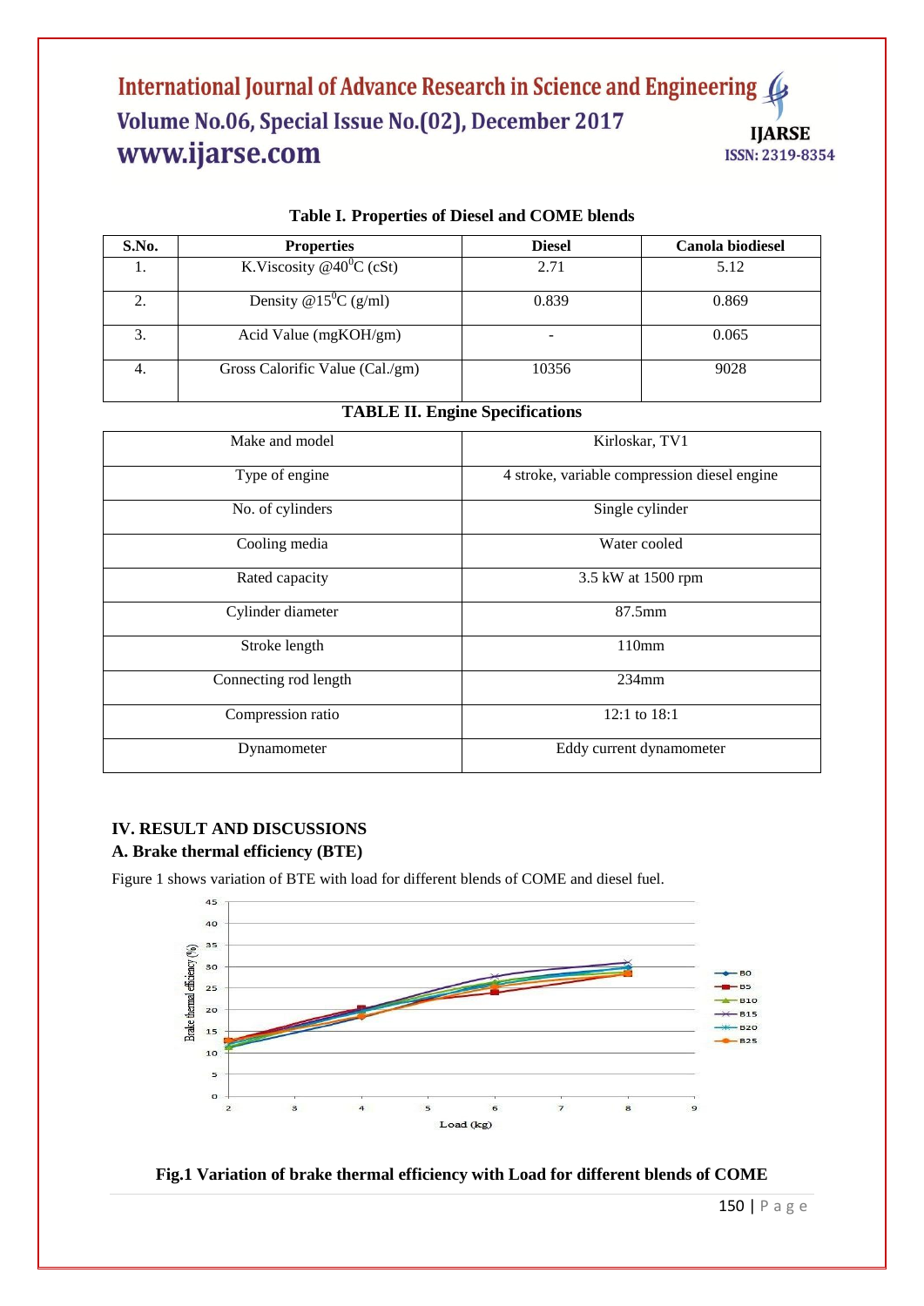**Table I. Properties of Diesel and COME blends**

| S.No. | Properties | Diesel | Canola biodiesel |
|---|---|---|---|
| 1. | K.Viscosity @$40^0$C (cSt) | 2.71 | 5.12 |
| 2. | Density @$15^0$C (g/ml) | 0.839 | 0.869 |
| 3. | Acid Value (mgKOH/gm) | - | 0.065 |
| 4. | Gross Calorific Value (Cal./gm) | 10356 | 9028 |

**TABLE II. Engine Specifications**

| | |
|---|---|
| Make and model | Kirloskar, TV1 |
| Type of engine | 4 stroke, variable compression diesel engine |
| No. of cylinders | Single cylinder |
| Cooling media | Water cooled |
| Rated capacity | 3.5 kW at 1500 rpm |
| Cylinder diameter | 87.5mm |
| Stroke length | 110mm |
| Connecting rod length | 234mm |
| Compression ratio | 12:1 to 18:1 |
| Dynamometer | Eddy current dynamometer |

## IV. RESULT AND DISCUSSIONS

### A. Brake thermal efficiency (BTE)

Figure 1 shows variation of BTE with load for different blends of COME and diesel fuel.

**Fig.1 Variation of brake thermal efficiency with Load for different blends of COME**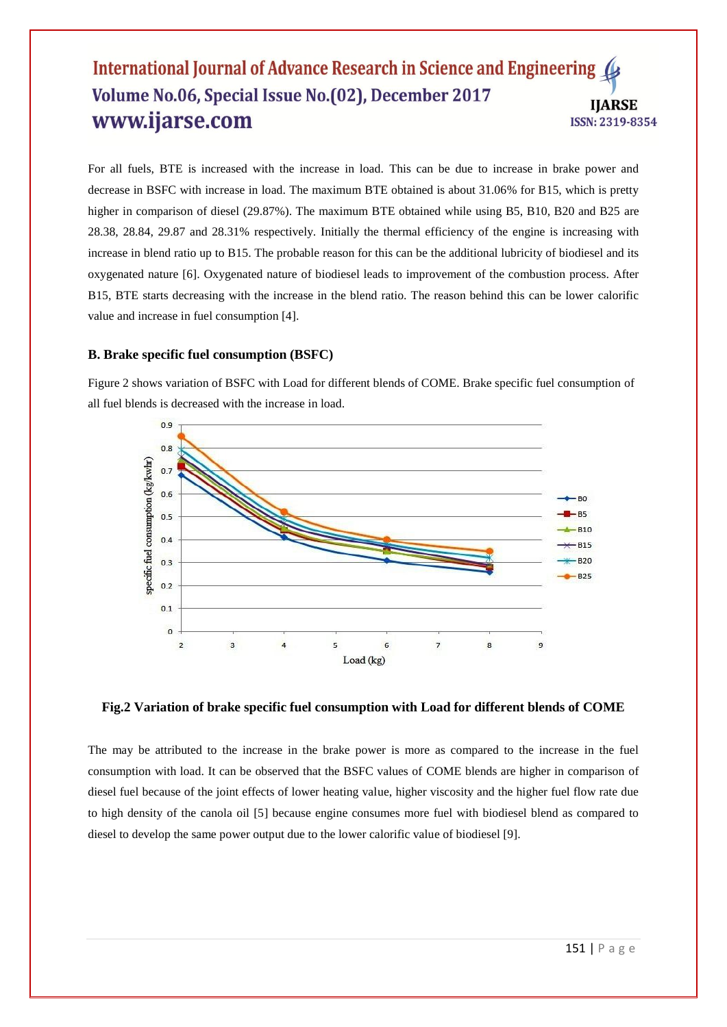For all fuels, BTE is increased with the increase in load. This can be due to increase in brake power and decrease in BSFC with increase in load. The maximum BTE obtained is about 31.06% for B15, which is pretty higher in comparison of diesel (29.87%). The maximum BTE obtained while using B5, B10, B20 and B25 are 28.38, 28.84, 29.87 and 28.31% respectively. Initially the thermal efficiency of the engine is increasing with increase in blend ratio up to B15. The probable reason for this can be the additional lubricity of biodiesel and its oxygenated nature [6]. Oxygenated nature of biodiesel leads to improvement of the combustion process. After B15, BTE starts decreasing with the increase in the blend ratio. The reason behind this can be lower calorific value and increase in fuel consumption [4].

### B. Brake specific fuel consumption (BSFC)

Figure 2 shows variation of BSFC with Load for different blends of COME. Brake specific fuel consumption of all fuel blends is decreased with the increase in load.

**Fig.2 Variation of brake specific fuel consumption with Load for different blends of COME**

The may be attributed to the increase in the brake power is more as compared to the increase in the fuel consumption with load. It can be observed that the BSFC values of COME blends are higher in comparison of diesel fuel because of the joint effects of lower heating value, higher viscosity and the higher fuel flow rate due to high density of the canola oil [5] because engine consumes more fuel with biodiesel blend as compared to diesel to develop the same power output due to the lower calorific value of biodiesel [9].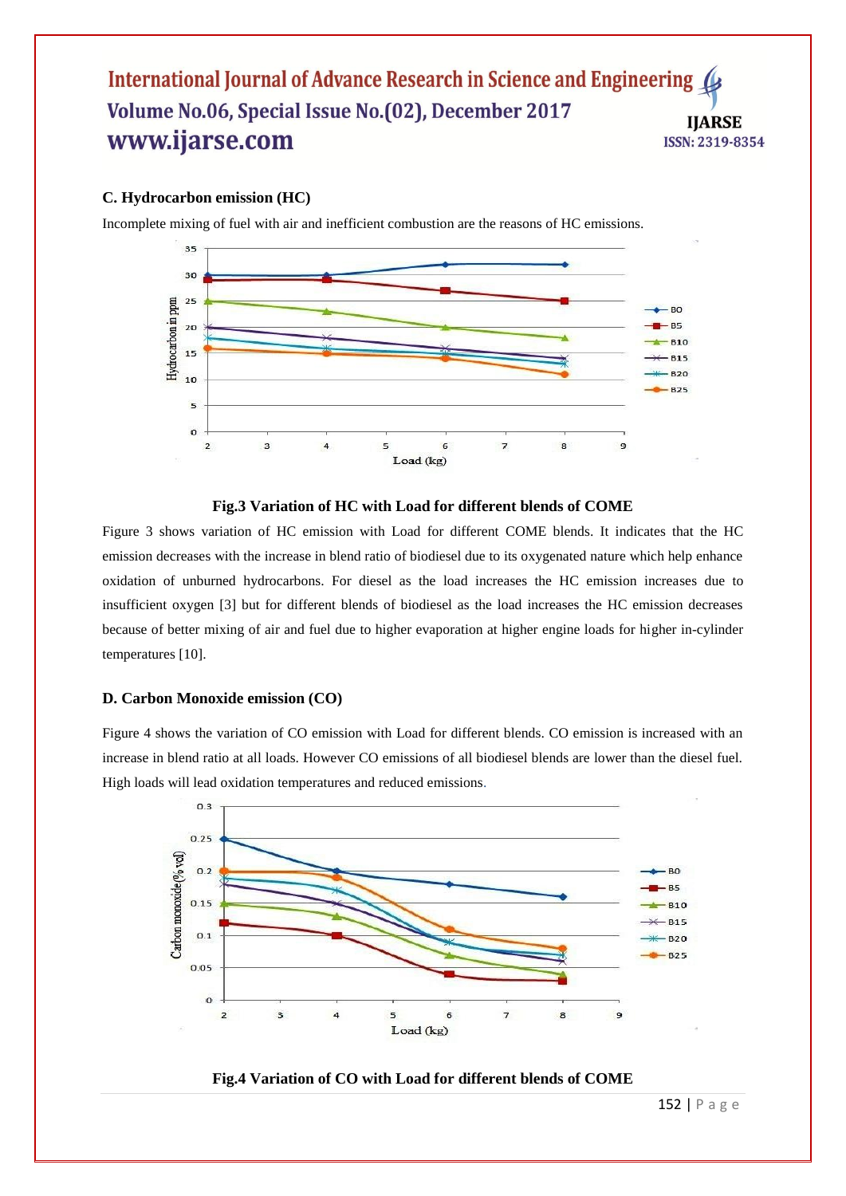### C. Hydrocarbon emission (HC)

Incomplete mixing of fuel with air and inefficient combustion are the reasons of HC emissions.

**Fig.3 Variation of HC with Load for different blends of COME**

Figure 3 shows variation of HC emission with Load for different COME blends. It indicates that the HC emission decreases with the increase in blend ratio of biodiesel due to its oxygenated nature which help enhance oxidation of unburned hydrocarbons. For diesel as the load increases the HC emission increases due to insufficient oxygen [3] but for different blends of biodiesel as the load increases the HC emission decreases because of better mixing of air and fuel due to higher evaporation at higher engine loads for higher in-cylinder temperatures [10].

### D. Carbon Monoxide emission (CO)

Figure 4 shows the variation of CO emission with Load for different blends. CO emission is increased with an increase in blend ratio at all loads. However CO emissions of all biodiesel blends are lower than the diesel fuel. High loads will lead oxidation temperatures and reduced emissions.

**Fig.4 Variation of CO with Load for different blends of COME**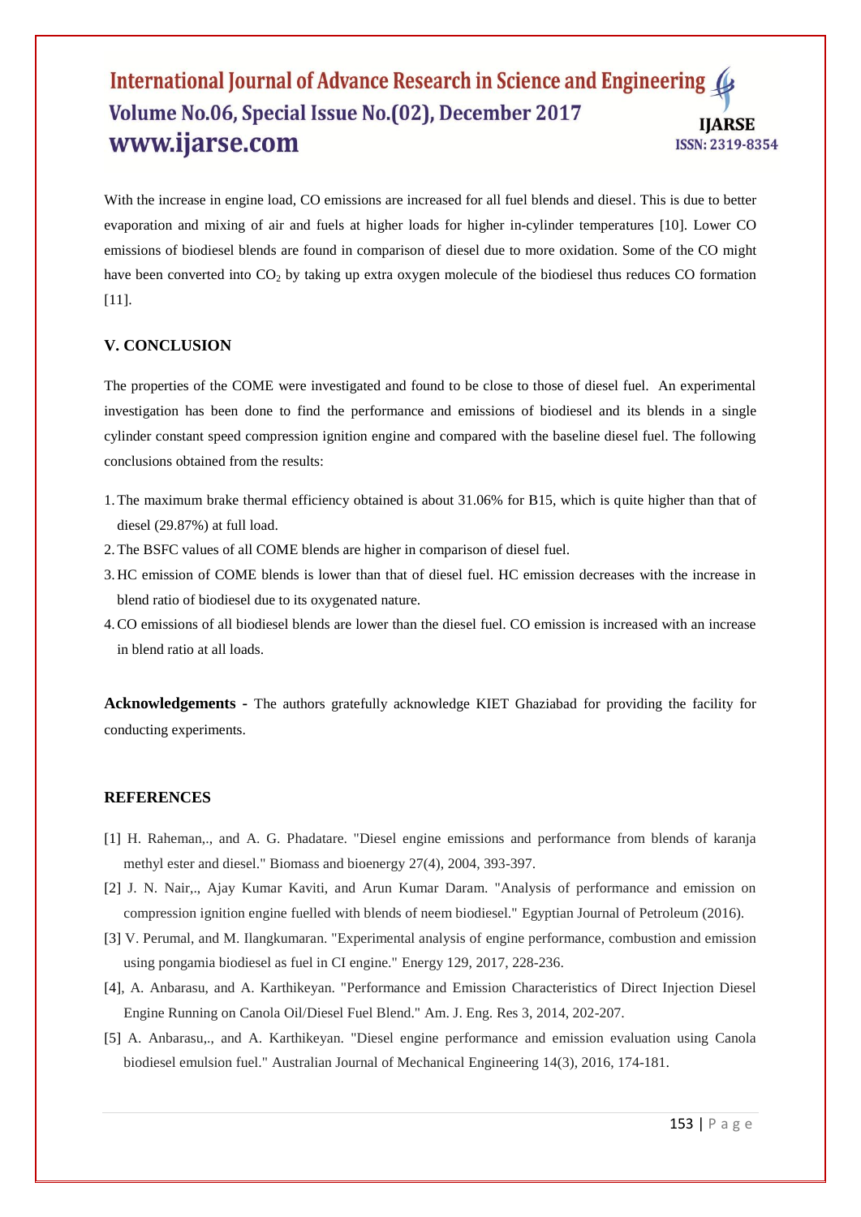With the increase in engine load, CO emissions are increased for all fuel blends and diesel. This is due to better evaporation and mixing of air and fuels at higher loads for higher in-cylinder temperatures [10]. Lower CO emissions of biodiesel blends are found in comparison of diesel due to more oxidation. Some of the CO might have been converted into $CO_2$ by taking up extra oxygen molecule of the biodiesel thus reduces CO formation [11].

## V. CONCLUSION

The properties of the COME were investigated and found to be close to those of diesel fuel. An experimental investigation has been done to find the performance and emissions of biodiesel and its blends in a single cylinder constant speed compression ignition engine and compared with the baseline diesel fuel. The following conclusions obtained from the results:

1. The maximum brake thermal efficiency obtained is about 31.06% for B15, which is quite higher than that of diesel (29.87%) at full load.
2. The BSFC values of all COME blends are higher in comparison of diesel fuel.
3. HC emission of COME blends is lower than that of diesel fuel. HC emission decreases with the increase in blend ratio of biodiesel due to its oxygenated nature.
4. CO emissions of all biodiesel blends are lower than the diesel fuel. CO emission is increased with an increase in blend ratio at all loads.

**Acknowledgements -** The authors gratefully acknowledge KIET Ghaziabad for providing the facility for conducting experiments.

## REFERENCES

[1] H. Raheman,., and A. G. Phadatare. "Diesel engine emissions and performance from blends of karanja methyl ester and diesel." Biomass and bioenergy 27(4), 2004, 393-397.

[2] J. N. Nair,., Ajay Kumar Kaviti, and Arun Kumar Daram. "Analysis of performance and emission on compression ignition engine fuelled with blends of neem biodiesel." Egyptian Journal of Petroleum (2016).

[3] V. Perumal, and M. Ilangkumaran. "Experimental analysis of engine performance, combustion and emission using pongamia biodiesel as fuel in CI engine." Energy 129, 2017, 228-236.

[4], A. Anbarasu, and A. Karthikeyan. "Performance and Emission Characteristics of Direct Injection Diesel Engine Running on Canola Oil/Diesel Fuel Blend." Am. J. Eng. Res 3, 2014, 202-207.

[5] A. Anbarasu,., and A. Karthikeyan. "Diesel engine performance and emission evaluation using Canola biodiesel emulsion fuel." Australian Journal of Mechanical Engineering 14(3), 2016, 174-181.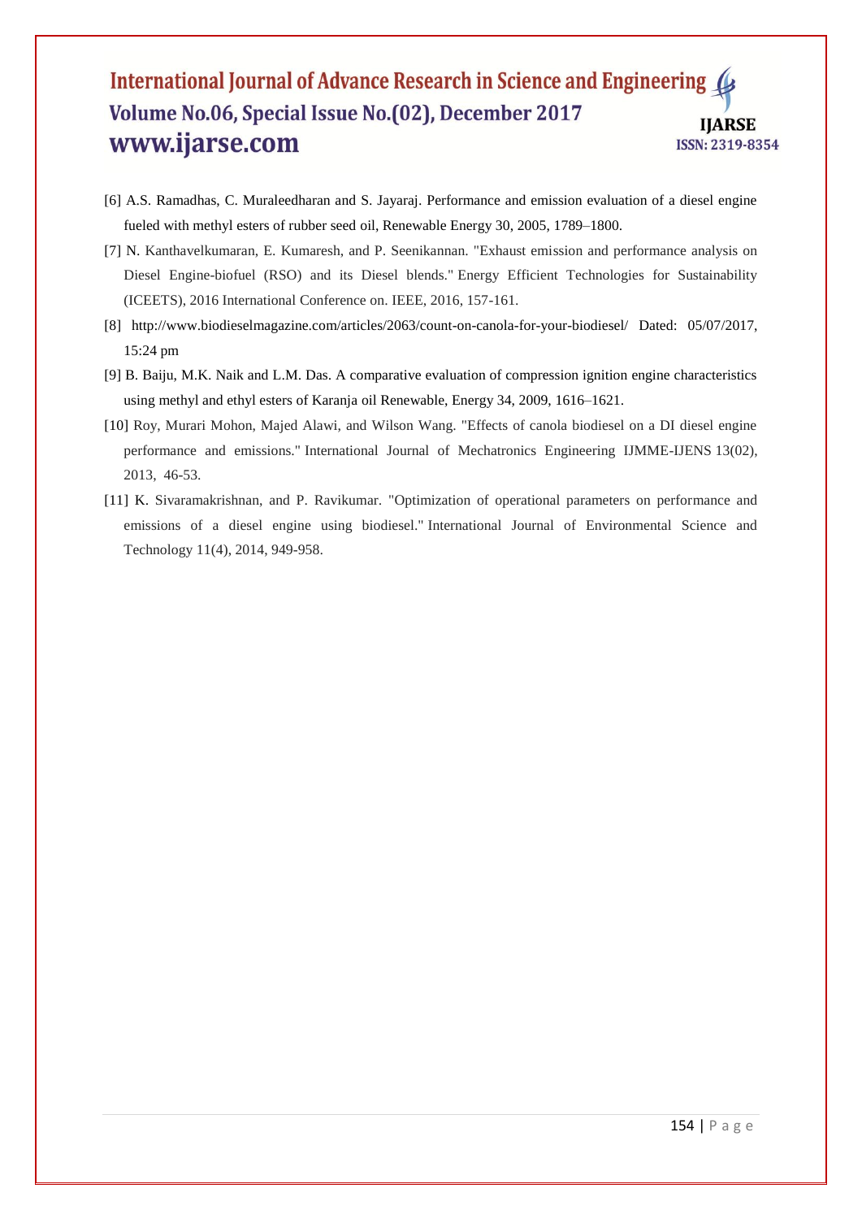[6] A.S. Ramadhas, C. Muraleedharan and S. Jayaraj. Performance and emission evaluation of a diesel engine fueled with methyl esters of rubber seed oil, Renewable Energy 30, 2005, 1789–1800.

[7] N. Kanthavelkumaran, E. Kumaresh, and P. Seenikannan. "Exhaust emission and performance analysis on Diesel Engine-biofuel (RSO) and its Diesel blends." Energy Efficient Technologies for Sustainability (ICEETS), 2016 International Conference on. IEEE, 2016, 157-161.

[8] http://www.biodieselmagazine.com/articles/2063/count-on-canola-for-your-biodiesel/ Dated: 05/07/2017, 15:24 pm

[9] B. Baiju, M.K. Naik and L.M. Das. A comparative evaluation of compression ignition engine characteristics using methyl and ethyl esters of Karanja oil Renewable, Energy 34, 2009, 1616–1621.

[10] Roy, Murari Mohon, Majed Alawi, and Wilson Wang. "Effects of canola biodiesel on a DI diesel engine performance and emissions." International Journal of Mechatronics Engineering IJMME-IJENS 13(02), 2013, 46-53.

[11] K. Sivaramakrishnan, and P. Ravikumar. "Optimization of operational parameters on performance and emissions of a diesel engine using biodiesel." International Journal of Environmental Science and Technology 11(4), 2014, 949-958.